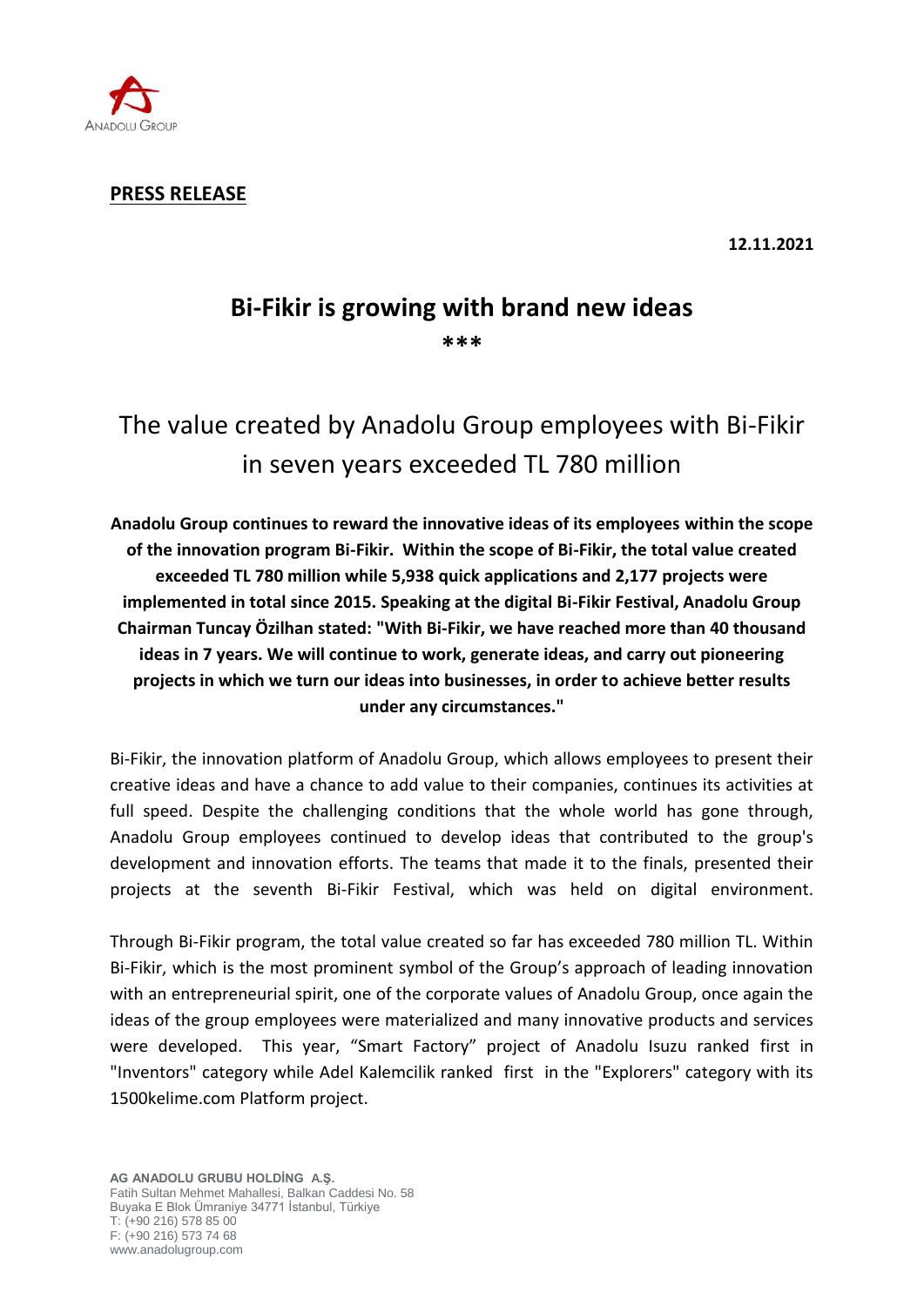**PRESS RELEASE**

**12.11.2021**

# Bi-Fikir is growing with brand new ideas

\*\*\*

## The value created by Anadolu Group employees with Bi-Fikir in seven years exceeded TL 780 million

**Anadolu Group continues to reward the innovative ideas of its employees within the scope of the innovation program Bi-Fikir. Within the scope of Bi-Fikir, the total value created exceeded TL 780 million while 5,938 quick applications and 2,177 projects were implemented in total since 2015. Speaking at the digital Bi-Fikir Festival, Anadolu Group Chairman Tuncay Özilhan stated: "With Bi-Fikir, we have reached more than 40 thousand ideas in 7 years. We will continue to work, generate ideas, and carry out pioneering projects in which we turn our ideas into businesses, in order to achieve better results under any circumstances."**

Bi-Fikir, the innovation platform of Anadolu Group, which allows employees to present their creative ideas and have a chance to add value to their companies, continues its activities at full speed. Despite the challenging conditions that the whole world has gone through, Anadolu Group employees continued to develop ideas that contributed to the group's development and innovation efforts. The teams that made it to the finals, presented their projects at the seventh Bi-Fikir Festival, which was held on digital environment.

Through Bi-Fikir program, the total value created so far has exceeded 780 million TL. Within Bi-Fikir, which is the most prominent symbol of the Group's approach of leading innovation with an entrepreneurial spirit, one of the corporate values of Anadolu Group, once again the ideas of the group employees were materialized and many innovative products and services were developed. This year, "Smart Factory" project of Anadolu Isuzu ranked first in "Inventors" category while Adel Kalemcilik ranked first in the "Explorers" category with its 1500kelime.com Platform project.

**AG ANADOLU GRUBU HOLDİNG A.Ş.**
Fatih Sultan Mehmet Mahallesi, Balkan Caddesi No. 58
Buyaka E Blok Ümraniye 34771 İstanbul, Türkiye
T: (+90 216) 578 85 00
F: (+90 216) 573 74 68
www.anadolugroup.com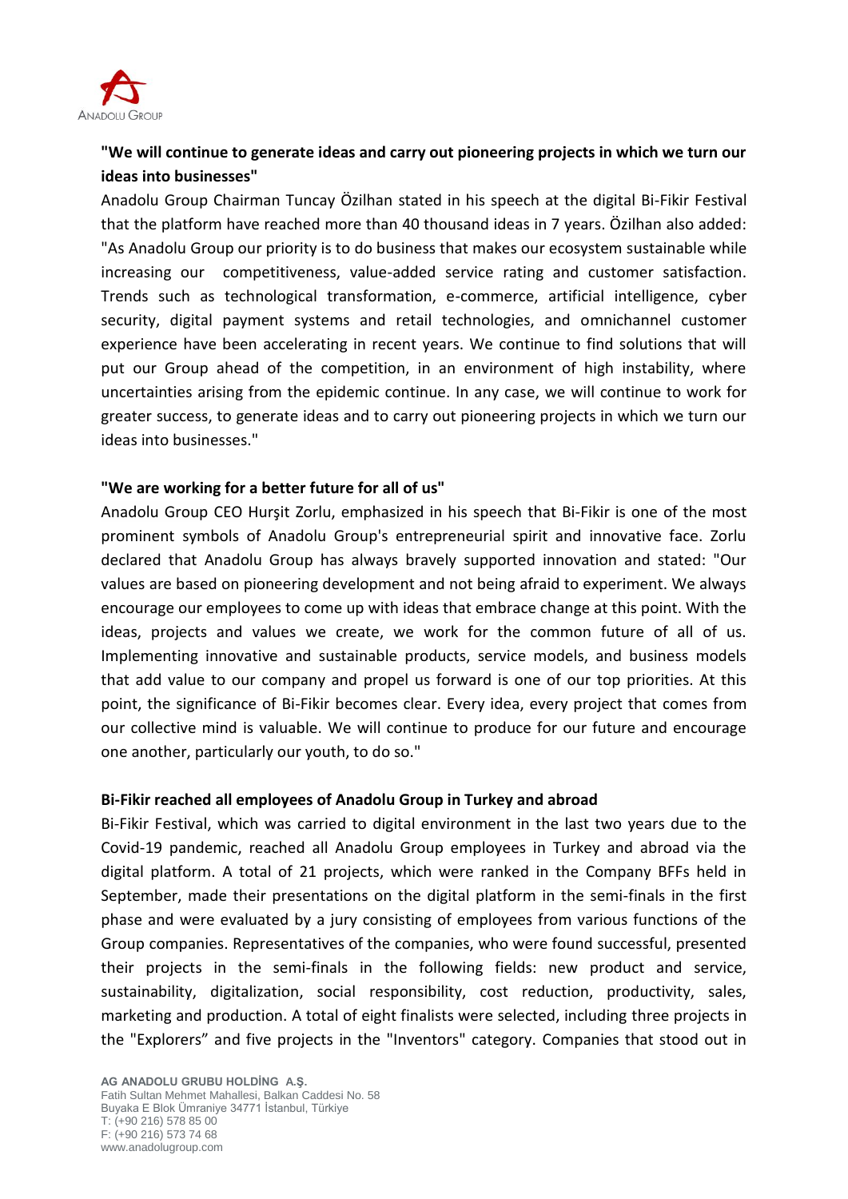**"We will continue to generate ideas and carry out pioneering projects in which we turn our ideas into businesses"**

Anadolu Group Chairman Tuncay Özilhan stated in his speech at the digital Bi-Fikir Festival that the platform have reached more than 40 thousand ideas in 7 years. Özilhan also added: "As Anadolu Group our priority is to do business that makes our ecosystem sustainable while increasing our competitiveness, value-added service rating and customer satisfaction. Trends such as technological transformation, e-commerce, artificial intelligence, cyber security, digital payment systems and retail technologies, and omnichannel customer experience have been accelerating in recent years. We continue to find solutions that will put our Group ahead of the competition, in an environment of high instability, where uncertainties arising from the epidemic continue. In any case, we will continue to work for greater success, to generate ideas and to carry out pioneering projects in which we turn our ideas into businesses."

**"We are working for a better future for all of us"**

Anadolu Group CEO Hurşit Zorlu, emphasized in his speech that Bi-Fikir is one of the most prominent symbols of Anadolu Group's entrepreneurial spirit and innovative face. Zorlu declared that Anadolu Group has always bravely supported innovation and stated: "Our values are based on pioneering development and not being afraid to experiment. We always encourage our employees to come up with ideas that embrace change at this point. With the ideas, projects and values we create, we work for the common future of all of us. Implementing innovative and sustainable products, service models, and business models that add value to our company and propel us forward is one of our top priorities. At this point, the significance of Bi-Fikir becomes clear. Every idea, every project that comes from our collective mind is valuable. We will continue to produce for our future and encourage one another, particularly our youth, to do so."

**Bi-Fikir reached all employees of Anadolu Group in Turkey and abroad**

Bi-Fikir Festival, which was carried to digital environment in the last two years due to the Covid-19 pandemic, reached all Anadolu Group employees in Turkey and abroad via the digital platform. A total of 21 projects, which were ranked in the Company BFFs held in September, made their presentations on the digital platform in the semi-finals in the first phase and were evaluated by a jury consisting of employees from various functions of the Group companies. Representatives of the companies, who were found successful, presented their projects in the semi-finals in the following fields: new product and service, sustainability, digitalization, social responsibility, cost reduction, productivity, sales, marketing and production. A total of eight finalists were selected, including three projects in the "Explorers" and five projects in the "Inventors" category. Companies that stood out in

**AG ANADOLU GRUBU HOLDİNG A.Ş.**
Fatih Sultan Mehmet Mahallesi, Balkan Caddesi No. 58
Buyaka E Blok Ümraniye 34771 İstanbul, Türkiye
T: (+90 216) 578 85 00
F: (+90 216) 573 74 68
www.anadolugroup.com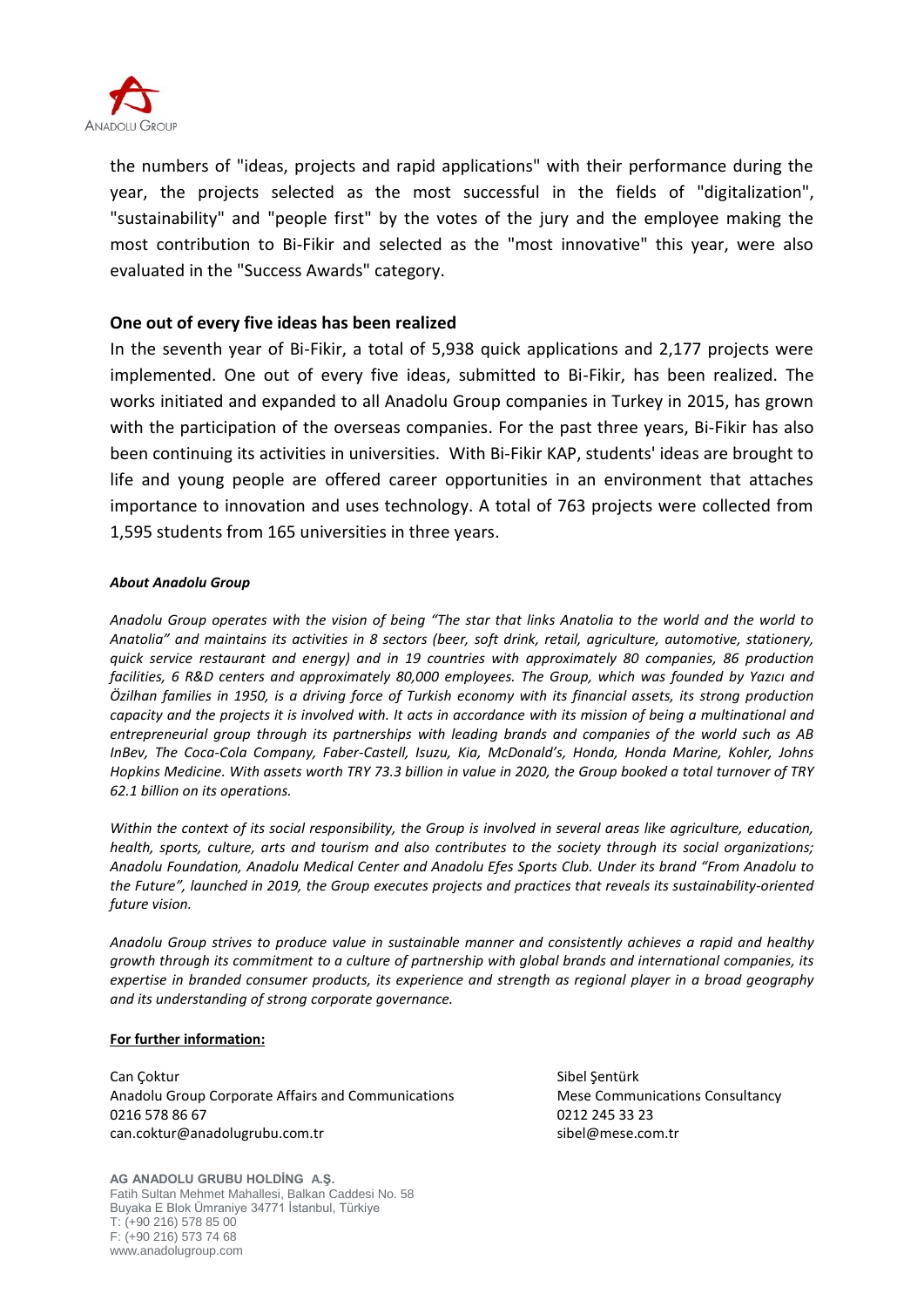the numbers of "ideas, projects and rapid applications" with their performance during the year, the projects selected as the most successful in the fields of "digitalization", "sustainability" and "people first" by the votes of the jury and the employee making the most contribution to Bi-Fikir and selected as the "most innovative" this year, were also evaluated in the "Success Awards" category.

## One out of every five ideas has been realized

In the seventh year of Bi-Fikir, a total of 5,938 quick applications and 2,177 projects were implemented. One out of every five ideas, submitted to Bi-Fikir, has been realized. The works initiated and expanded to all Anadolu Group companies in Turkey in 2015, has grown with the participation of the overseas companies. For the past three years, Bi-Fikir has also been continuing its activities in universities. With Bi-Fikir KAP, students' ideas are brought to life and young people are offered career opportunities in an environment that attaches importance to innovation and uses technology. A total of 763 projects were collected from 1,595 students from 165 universities in three years.

***About Anadolu Group***

*Anadolu Group operates with the vision of being "The star that links Anatolia to the world and the world to Anatolia" and maintains its activities in 8 sectors (beer, soft drink, retail, agriculture, automotive, stationery, quick service restaurant and energy) and in 19 countries with approximately 80 companies, 86 production facilities, 6 R&D centers and approximately 80,000 employees. The Group, which was founded by Yazıcı and Özilhan families in 1950, is a driving force of Turkish economy with its financial assets, its strong production capacity and the projects it is involved with. It acts in accordance with its mission of being a multinational and entrepreneurial group through its partnerships with leading brands and companies of the world such as AB InBev, The Coca-Cola Company, Faber-Castell, Isuzu, Kia, McDonald's, Honda, Honda Marine, Kohler, Johns Hopkins Medicine. With assets worth TRY 73.3 billion in value in 2020, the Group booked a total turnover of TRY 62.1 billion on its operations.*

*Within the context of its social responsibility, the Group is involved in several areas like agriculture, education, health, sports, culture, arts and tourism and also contributes to the society through its social organizations; Anadolu Foundation, Anadolu Medical Center and Anadolu Efes Sports Club. Under its brand "From Anadolu to the Future", launched in 2019, the Group executes projects and practices that reveals its sustainability-oriented future vision.*

*Anadolu Group strives to produce value in sustainable manner and consistently achieves a rapid and healthy growth through its commitment to a culture of partnership with global brands and international companies, its expertise in branded consumer products, its experience and strength as regional player in a broad geography and its understanding of strong corporate governance.*

**For further information:**

Can Çoktur
Anadolu Group Corporate Affairs and Communications
0216 578 86 67
can.coktur@anadolugrubu.com.tr

Sibel Şentürk
Mese Communications Consultancy
0212 245 33 23
sibel@mese.com.tr

**AG ANADOLU GRUBU HOLDİNG A.Ş.**
Fatih Sultan Mehmet Mahallesi, Balkan Caddesi No. 58
Buyaka E Blok Ümraniye 34771 İstanbul, Türkiye
T: (+90 216) 578 85 00
F: (+90 216) 573 74 68
www.anadolugroup.com